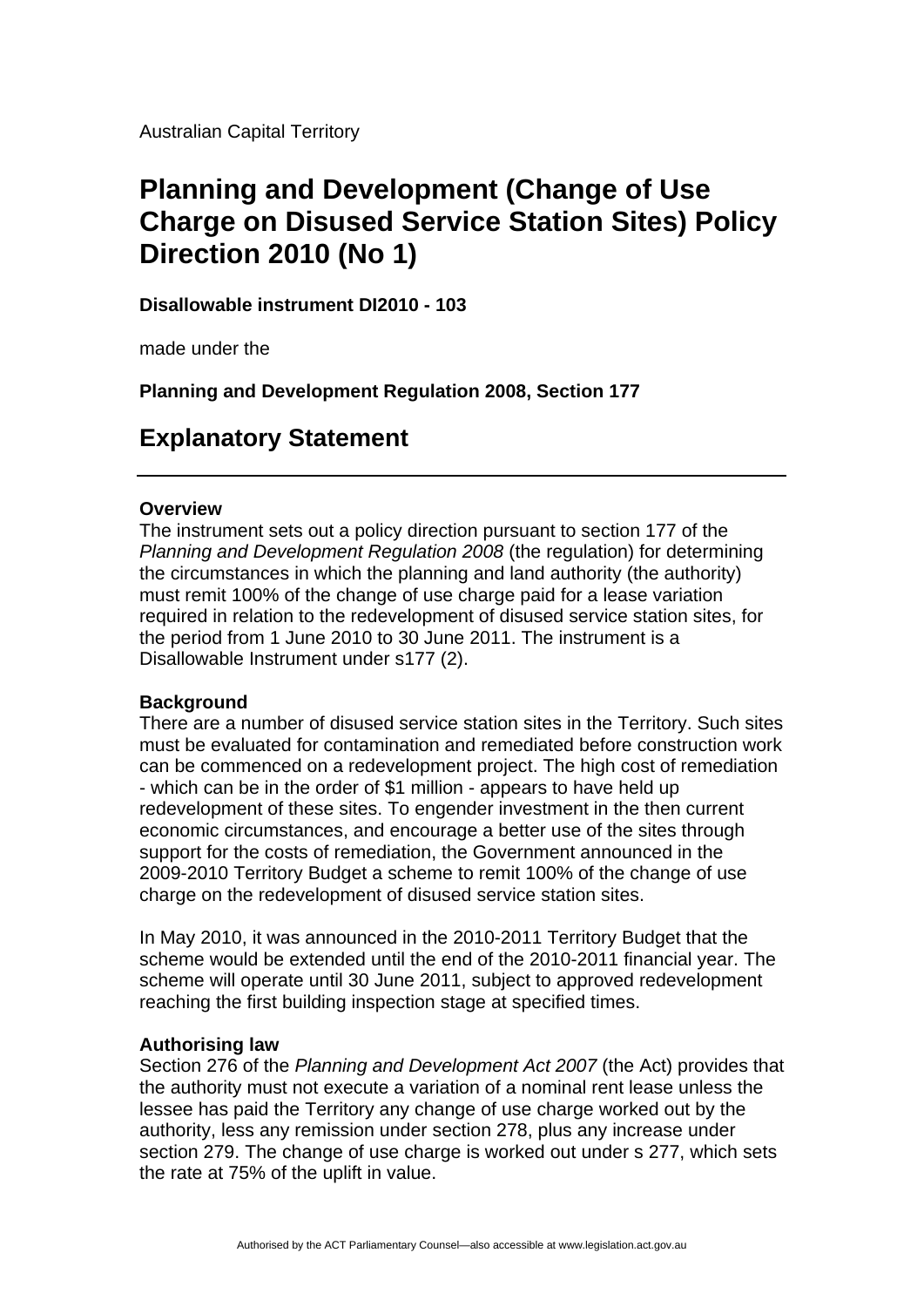Australian Capital Territory

# Planning and Development (Change of Use Charge on Disused Service Station Sites) Policy Direction 2010 (No 1)

**Disallowable instrument DI2010 - 103**

made under the

**Planning and Development Regulation 2008, Section 177**

## Explanatory Statement

---

**Overview**

The instrument sets out a policy direction pursuant to section 177 of the *Planning and Development Regulation 2008* (the regulation) for determining the circumstances in which the planning and land authority (the authority) must remit 100% of the change of use charge paid for a lease variation required in relation to the redevelopment of disused service station sites, for the period from 1 June 2010 to 30 June 2011. The instrument is a Disallowable Instrument under s177 (2).

**Background**

There are a number of disused service station sites in the Territory. Such sites must be evaluated for contamination and remediated before construction work can be commenced on a redevelopment project. The high cost of remediation - which can be in the order of $1 million - appears to have held up redevelopment of these sites. To engender investment in the then current economic circumstances, and encourage a better use of the sites through support for the costs of remediation, the Government announced in the 2009-2010 Territory Budget a scheme to remit 100% of the change of use charge on the redevelopment of disused service station sites.

In May 2010, it was announced in the 2010-2011 Territory Budget that the scheme would be extended until the end of the 2010-2011 financial year. The scheme will operate until 30 June 2011, subject to approved redevelopment reaching the first building inspection stage at specified times.

**Authorising law**

Section 276 of the *Planning and Development Act 2007* (the Act) provides that the authority must not execute a variation of a nominal rent lease unless the lessee has paid the Territory any change of use charge worked out by the authority, less any remission under section 278, plus any increase under section 279. The change of use charge is worked out under s 277, which sets the rate at 75% of the uplift in value.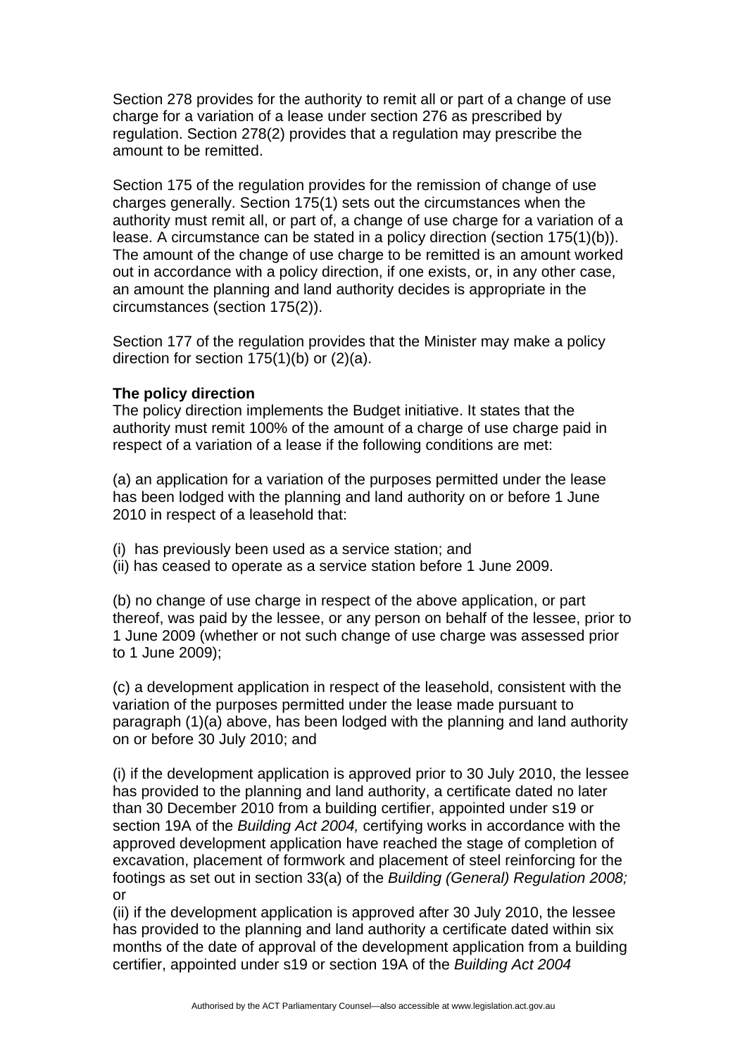Section 278 provides for the authority to remit all or part of a change of use charge for a variation of a lease under section 276 as prescribed by regulation. Section 278(2) provides that a regulation may prescribe the amount to be remitted.

Section 175 of the regulation provides for the remission of change of use charges generally. Section 175(1) sets out the circumstances when the authority must remit all, or part of, a change of use charge for a variation of a lease. A circumstance can be stated in a policy direction (section 175(1)(b)). The amount of the change of use charge to be remitted is an amount worked out in accordance with a policy direction, if one exists, or, in any other case, an amount the planning and land authority decides is appropriate in the circumstances (section 175(2)).

Section 177 of the regulation provides that the Minister may make a policy direction for section 175(1)(b) or (2)(a).

**The policy direction**

The policy direction implements the Budget initiative. It states that the authority must remit 100% of the amount of a charge of use charge paid in respect of a variation of a lease if the following conditions are met:

(a) an application for a variation of the purposes permitted under the lease has been lodged with the planning and land authority on or before 1 June 2010 in respect of a leasehold that:

(i) has previously been used as a service station; and
(ii) has ceased to operate as a service station before 1 June 2009.

(b) no change of use charge in respect of the above application, or part thereof, was paid by the lessee, or any person on behalf of the lessee, prior to 1 June 2009 (whether or not such change of use charge was assessed prior to 1 June 2009);

(c) a development application in respect of the leasehold, consistent with the variation of the purposes permitted under the lease made pursuant to paragraph (1)(a) above, has been lodged with the planning and land authority on or before 30 July 2010; and

(i) if the development application is approved prior to 30 July 2010, the lessee has provided to the planning and land authority, a certificate dated no later than 30 December 2010 from a building certifier, appointed under s19 or section 19A of the *Building Act 2004,* certifying works in accordance with the approved development application have reached the stage of completion of excavation, placement of formwork and placement of steel reinforcing for the footings as set out in section 33(a) of the *Building (General) Regulation 2008;* or
(ii) if the development application is approved after 30 July 2010, the lessee has provided to the planning and land authority a certificate dated within six months of the date of approval of the development application from a building certifier, appointed under s19 or section 19A of the *Building Act 2004*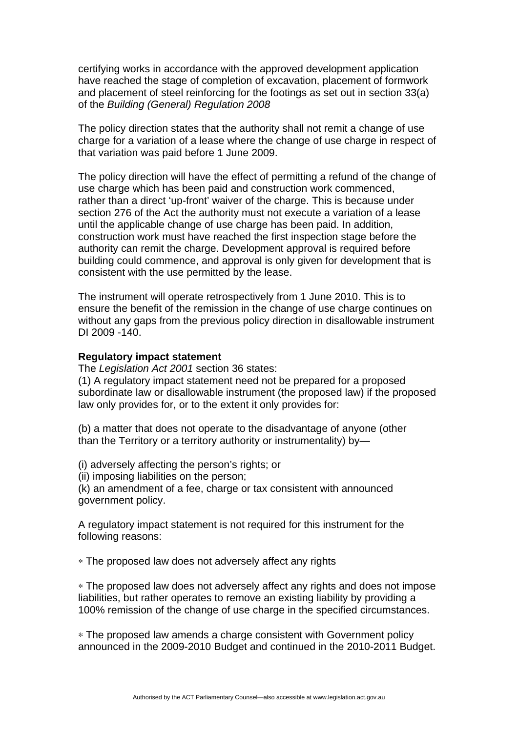certifying works in accordance with the approved development application have reached the stage of completion of excavation, placement of formwork and placement of steel reinforcing for the footings as set out in section 33(a) of the *Building (General) Regulation 2008*

The policy direction states that the authority shall not remit a change of use charge for a variation of a lease where the change of use charge in respect of that variation was paid before 1 June 2009.

The policy direction will have the effect of permitting a refund of the change of use charge which has been paid and construction work commenced, rather than a direct 'up-front' waiver of the charge. This is because under section 276 of the Act the authority must not execute a variation of a lease until the applicable change of use charge has been paid. In addition, construction work must have reached the first inspection stage before the authority can remit the charge. Development approval is required before building could commence, and approval is only given for development that is consistent with the use permitted by the lease.

The instrument will operate retrospectively from 1 June 2010. This is to ensure the benefit of the remission in the change of use charge continues on without any gaps from the previous policy direction in disallowable instrument DI 2009 -140.

**Regulatory impact statement**

The *Legislation Act 2001* section 36 states:

(1) A regulatory impact statement need not be prepared for a proposed subordinate law or disallowable instrument (the proposed law) if the proposed law only provides for, or to the extent it only provides for:

(b) a matter that does not operate to the disadvantage of anyone (other than the Territory or a territory authority or instrumentality) by—

(i) adversely affecting the person's rights; or

(ii) imposing liabilities on the person;

(k) an amendment of a fee, charge or tax consistent with announced government policy.

A regulatory impact statement is not required for this instrument for the following reasons:

∗ The proposed law does not adversely affect any rights

∗ The proposed law does not adversely affect any rights and does not impose liabilities, but rather operates to remove an existing liability by providing a 100% remission of the change of use charge in the specified circumstances.

∗ The proposed law amends a charge consistent with Government policy announced in the 2009-2010 Budget and continued in the 2010-2011 Budget.